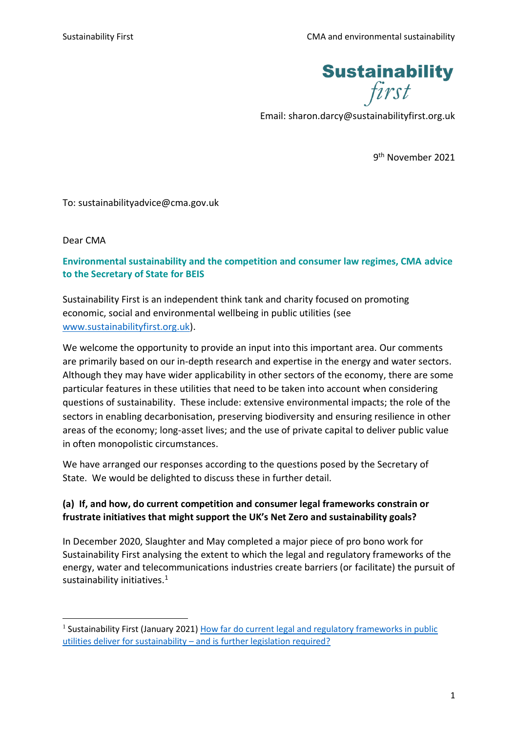Sustainability first

Email: sharon.darcy@sustainabilityfirst.org.uk

9th November 2021

To: sustainabilityadvice@cma.gov.uk

Dear CMA

**Environmental sustainability and the competition and consumer law regimes, CMA advice to the Secretary of State for BEIS**

Sustainability First is an independent think tank and charity focused on promoting economic, social and environmental wellbeing in public utilities (see [www.sustainabilityfirst.org.uk](www.sustainabilityfirst.org.uk)).

We welcome the opportunity to provide an input into this important area. Our comments are primarily based on our in-depth research and expertise in the energy and water sectors. Although they may have wider applicability in other sectors of the economy, there are some particular features in these utilities that need to be taken into account when considering questions of sustainability. These include: extensive environmental impacts; the role of the sectors in enabling decarbonisation, preserving biodiversity and ensuring resilience in other areas of the economy; long-asset lives; and the use of private capital to deliver public value in often monopolistic circumstances.

We have arranged our responses according to the questions posed by the Secretary of State. We would be delighted to discuss these in further detail.

### (a) If, and how, do current competition and consumer legal frameworks constrain or frustrate initiatives that might support the UK's Net Zero and sustainability goals?

In December 2020, Slaughter and May completed a major piece of pro bono work for Sustainability First analysing the extent to which the legal and regulatory frameworks of the energy, water and telecommunications industries create barriers (or facilitate) the pursuit of sustainability initiatives.[1]

[1] Sustainability First (January 2021) How far do current legal and regulatory frameworks in public utilities deliver for sustainability – and is further legislation required?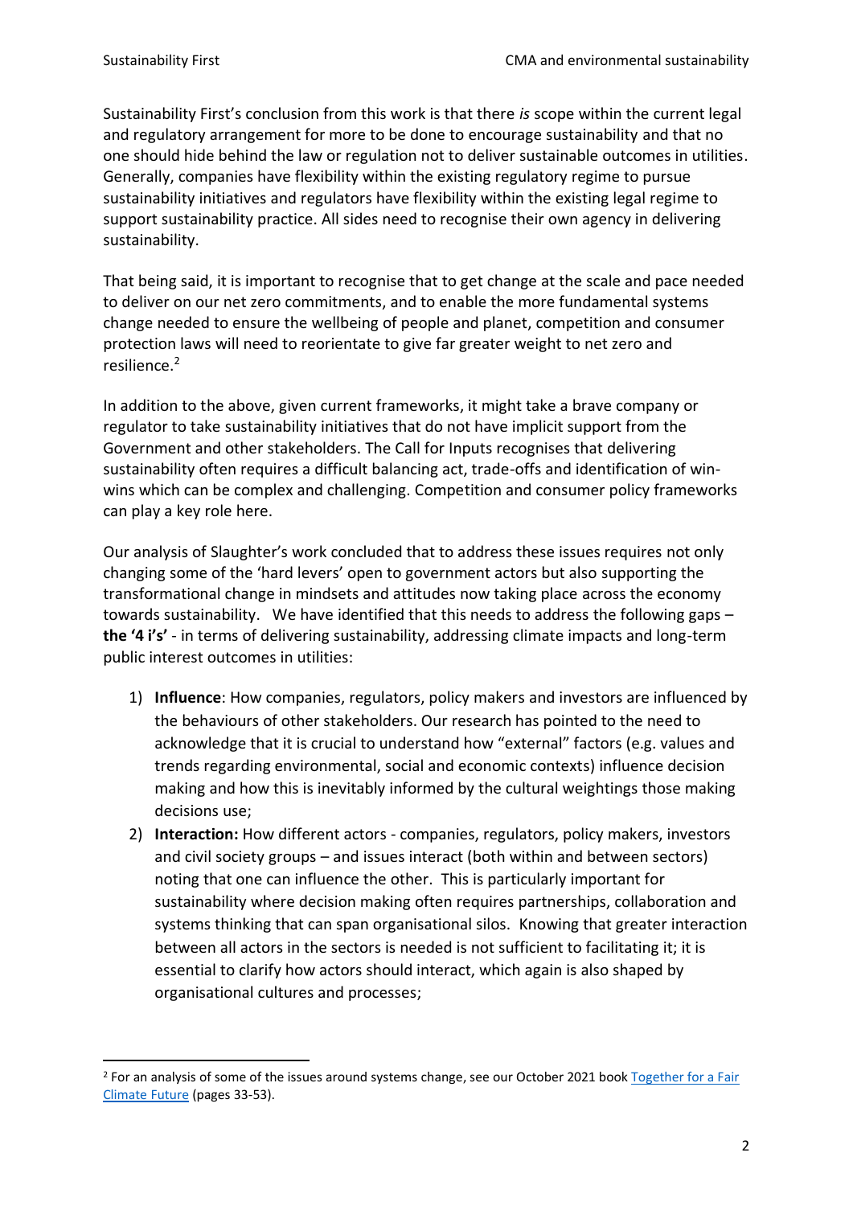Sustainability First's conclusion from this work is that there *is* scope within the current legal and regulatory arrangement for more to be done to encourage sustainability and that no one should hide behind the law or regulation not to deliver sustainable outcomes in utilities. Generally, companies have flexibility within the existing regulatory regime to pursue sustainability initiatives and regulators have flexibility within the existing legal regime to support sustainability practice. All sides need to recognise their own agency in delivering sustainability.

That being said, it is important to recognise that to get change at the scale and pace needed to deliver on our net zero commitments, and to enable the more fundamental systems change needed to ensure the wellbeing of people and planet, competition and consumer protection laws will need to reorientate to give far greater weight to net zero and resilience.[2]

In addition to the above, given current frameworks, it might take a brave company or regulator to take sustainability initiatives that do not have implicit support from the Government and other stakeholders. The Call for Inputs recognises that delivering sustainability often requires a difficult balancing act, trade-offs and identification of win-wins which can be complex and challenging. Competition and consumer policy frameworks can play a key role here.

Our analysis of Slaughter's work concluded that to address these issues requires not only changing some of the 'hard levers' open to government actors but also supporting the transformational change in mindsets and attitudes now taking place across the economy towards sustainability. We have identified that this needs to address the following gaps – **the '4 i's'** - in terms of delivering sustainability, addressing climate impacts and long-term public interest outcomes in utilities:

1) **Influence**: How companies, regulators, policy makers and investors are influenced by the behaviours of other stakeholders. Our research has pointed to the need to acknowledge that it is crucial to understand how "external" factors (e.g. values and trends regarding environmental, social and economic contexts) influence decision making and how this is inevitably informed by the cultural weightings those making decisions use;
2) **Interaction:** How different actors - companies, regulators, policy makers, investors and civil society groups – and issues interact (both within and between sectors) noting that one can influence the other. This is particularly important for sustainability where decision making often requires partnerships, collaboration and systems thinking that can span organisational silos. Knowing that greater interaction between all actors in the sectors is needed is not sufficient to facilitating it; it is essential to clarify how actors should interact, which again is also shaped by organisational cultures and processes;

[2] For an analysis of some of the issues around systems change, see our October 2021 book [Together for a Fair Climate Future] (pages 33-53).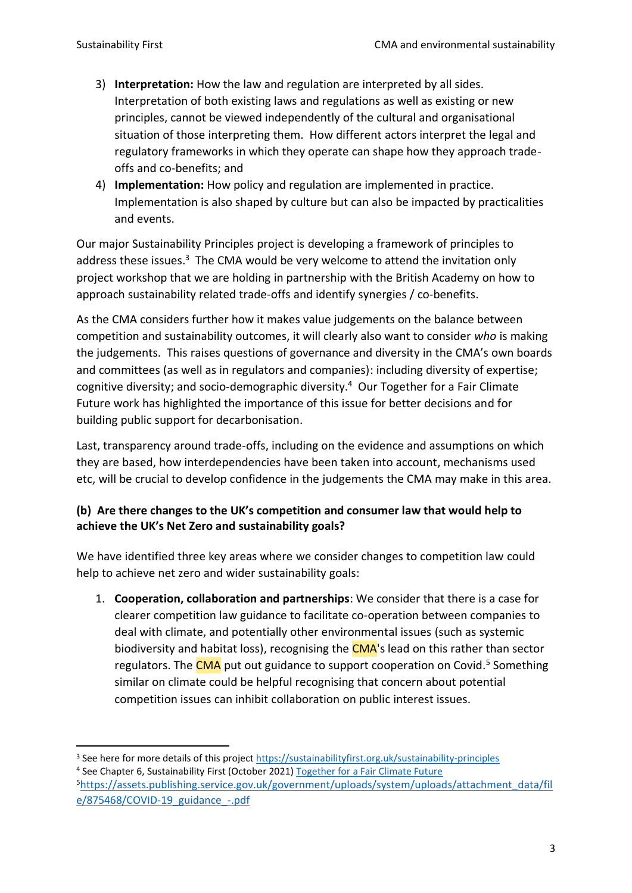3) **Interpretation:** How the law and regulation are interpreted by all sides. Interpretation of both existing laws and regulations as well as existing or new principles, cannot be viewed independently of the cultural and organisational situation of those interpreting them. How different actors interpret the legal and regulatory frameworks in which they operate can shape how they approach trade-offs and co-benefits; and
4) **Implementation:** How policy and regulation are implemented in practice. Implementation is also shaped by culture but can also be impacted by practicalities and events.

Our major Sustainability Principles project is developing a framework of principles to address these issues.[3] The CMA would be very welcome to attend the invitation only project workshop that we are holding in partnership with the British Academy on how to approach sustainability related trade-offs and identify synergies / co-benefits.

As the CMA considers further how it makes value judgements on the balance between competition and sustainability outcomes, it will clearly also want to consider *who* is making the judgements. This raises questions of governance and diversity in the CMA's own boards and committees (as well as in regulators and companies): including diversity of expertise; cognitive diversity; and socio-demographic diversity.[4] Our Together for a Fair Climate Future work has highlighted the importance of this issue for better decisions and for building public support for decarbonisation.

Last, transparency around trade-offs, including on the evidence and assumptions on which they are based, how interdependencies have been taken into account, mechanisms used etc, will be crucial to develop confidence in the judgements the CMA may make in this area.

**(b) Are there changes to the UK's competition and consumer law that would help to achieve the UK's Net Zero and sustainability goals?**

We have identified three key areas where we consider changes to competition law could help to achieve net zero and wider sustainability goals:

1. **Cooperation, collaboration and partnerships**: We consider that there is a case for clearer competition law guidance to facilitate co-operation between companies to deal with climate, and potentially other environmental issues (such as systemic biodiversity and habitat loss), recognising the CMA's lead on this rather than sector regulators. The CMA put out guidance to support cooperation on Covid.[5] Something similar on climate could be helpful recognising that concern about potential competition issues can inhibit collaboration on public interest issues.

---

[3] See here for more details of this project https://sustainabilityfirst.org.uk/sustainability-principles

[4] See Chapter 6, Sustainability First (October 2021) Together for a Fair Climate Future

[5] https://assets.publishing.service.gov.uk/government/uploads/system/uploads/attachment_data/file/875468/COVID-19_guidance_-.pdf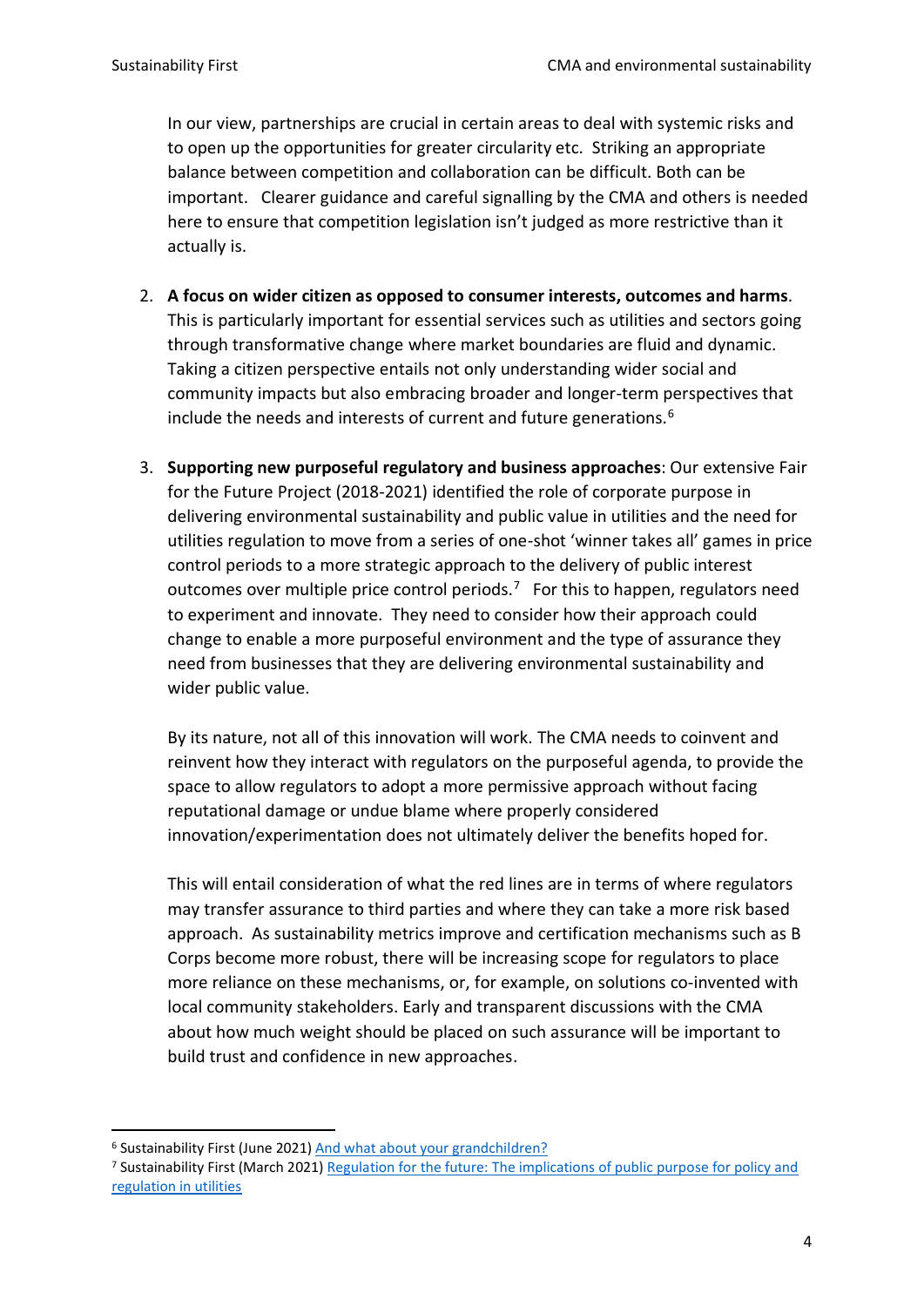In our view, partnerships are crucial in certain areas to deal with systemic risks and to open up the opportunities for greater circularity etc. Striking an appropriate balance between competition and collaboration can be difficult. Both can be important. Clearer guidance and careful signalling by the CMA and others is needed here to ensure that competition legislation isn't judged as more restrictive than it actually is.

2. **A focus on wider citizen as opposed to consumer interests, outcomes and harms**. This is particularly important for essential services such as utilities and sectors going through transformative change where market boundaries are fluid and dynamic. Taking a citizen perspective entails not only understanding wider social and community impacts but also embracing broader and longer-term perspectives that include the needs and interests of current and future generations.[6]

3. **Supporting new purposeful regulatory and business approaches**: Our extensive Fair for the Future Project (2018-2021) identified the role of corporate purpose in delivering environmental sustainability and public value in utilities and the need for utilities regulation to move from a series of one-shot 'winner takes all' games in price control periods to a more strategic approach to the delivery of public interest outcomes over multiple price control periods.[7] For this to happen, regulators need to experiment and innovate. They need to consider how their approach could change to enable a more purposeful environment and the type of assurance they need from businesses that they are delivering environmental sustainability and wider public value.

   By its nature, not all of this innovation will work. The CMA needs to coinvent and reinvent how they interact with regulators on the purposeful agenda, to provide the space to allow regulators to adopt a more permissive approach without facing reputational damage or undue blame where properly considered innovation/experimentation does not ultimately deliver the benefits hoped for.

   This will entail consideration of what the red lines are in terms of where regulators may transfer assurance to third parties and where they can take a more risk based approach. As sustainability metrics improve and certification mechanisms such as B Corps become more robust, there will be increasing scope for regulators to place more reliance on these mechanisms, or, for example, on solutions co-invented with local community stakeholders. Early and transparent discussions with the CMA about how much weight should be placed on such assurance will be important to build trust and confidence in new approaches.

---

[6] Sustainability First (June 2021) And what about your grandchildren?

[7] Sustainability First (March 2021) Regulation for the future: The implications of public purpose for policy and regulation in utilities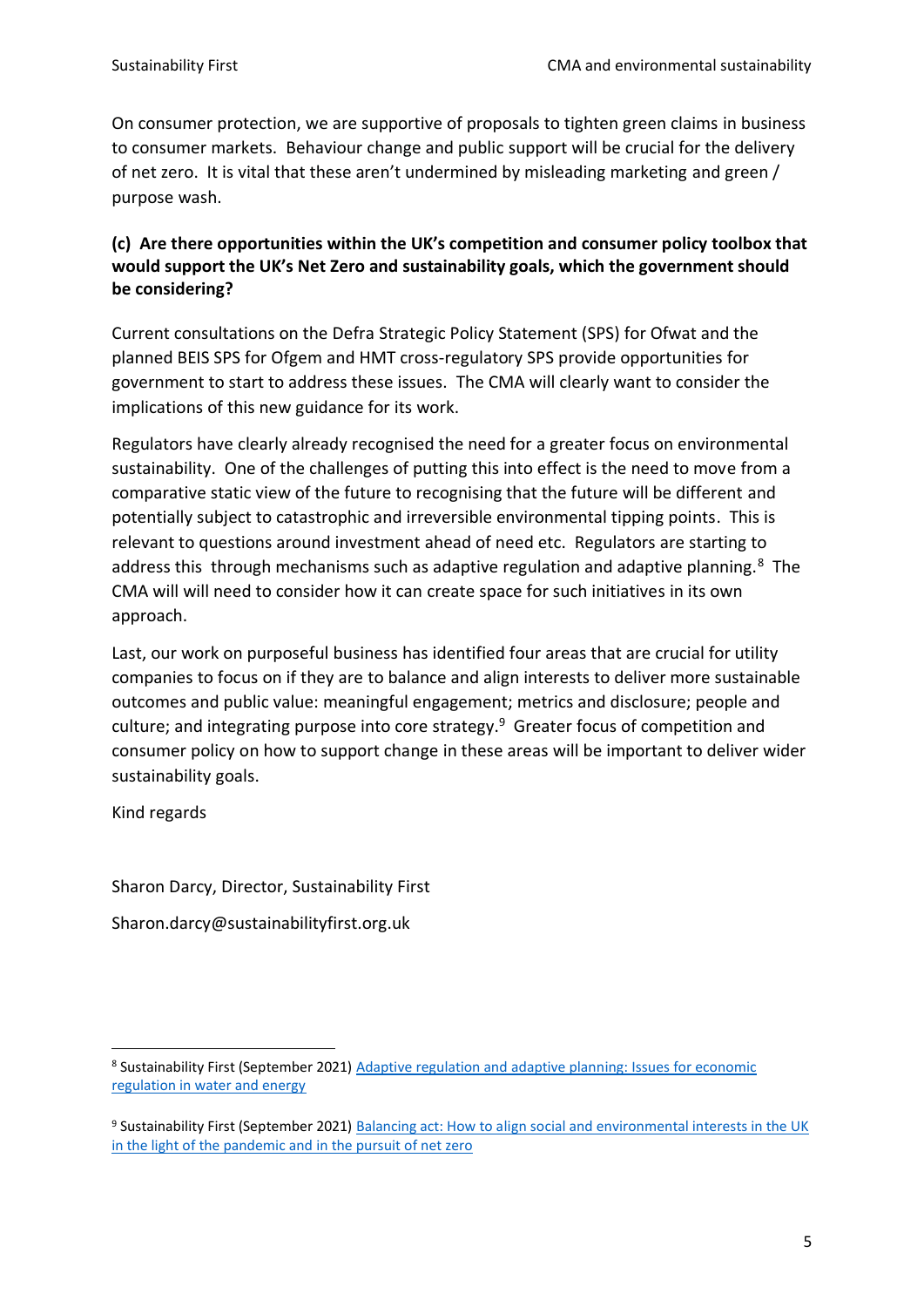On consumer protection, we are supportive of proposals to tighten green claims in business to consumer markets. Behaviour change and public support will be crucial for the delivery of net zero. It is vital that these aren't undermined by misleading marketing and green / purpose wash.

**(c) Are there opportunities within the UK's competition and consumer policy toolbox that would support the UK's Net Zero and sustainability goals, which the government should be considering?**

Current consultations on the Defra Strategic Policy Statement (SPS) for Ofwat and the planned BEIS SPS for Ofgem and HMT cross-regulatory SPS provide opportunities for government to start to address these issues. The CMA will clearly want to consider the implications of this new guidance for its work.

Regulators have clearly already recognised the need for a greater focus on environmental sustainability. One of the challenges of putting this into effect is the need to move from a comparative static view of the future to recognising that the future will be different and potentially subject to catastrophic and irreversible environmental tipping points. This is relevant to questions around investment ahead of need etc. Regulators are starting to address this through mechanisms such as adaptive regulation and adaptive planning.[8] The CMA will will need to consider how it can create space for such initiatives in its own approach.

Last, our work on purposeful business has identified four areas that are crucial for utility companies to focus on if they are to balance and align interests to deliver more sustainable outcomes and public value: meaningful engagement; metrics and disclosure; people and culture; and integrating purpose into core strategy.[9] Greater focus of competition and consumer policy on how to support change in these areas will be important to deliver wider sustainability goals.

Kind regards

Sharon Darcy, Director, Sustainability First

Sharon.darcy@sustainabilityfirst.org.uk

---

[8] Sustainability First (September 2021) [Adaptive regulation and adaptive planning: Issues for economic regulation in water and energy]

[9] Sustainability First (September 2021) [Balancing act: How to align social and environmental interests in the UK in the light of the pandemic and in the pursuit of net zero]